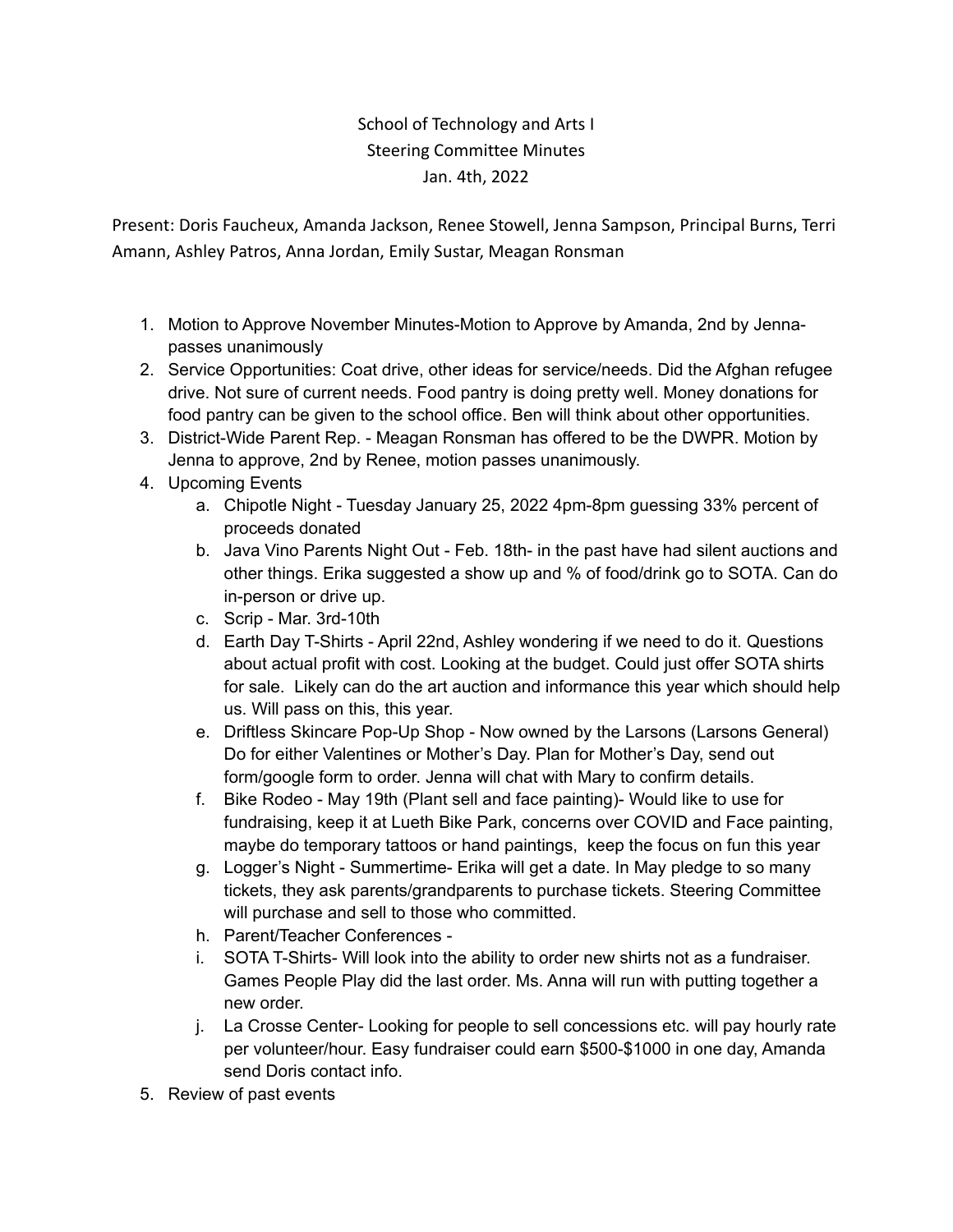# School of Technology and Arts I
## Steering Committee Minutes
### Jan. 4th, 2022

Present: Doris Faucheux, Amanda Jackson, Renee Stowell, Jenna Sampson, Principal Burns, Terri Amann, Ashley Patros, Anna Jordan, Emily Sustar, Meagan Ronsman

1. Motion to Approve November Minutes-Motion to Approve by Amanda, 2nd by Jenna- passes unanimously
2. Service Opportunities: Coat drive, other ideas for service/needs. Did the Afghan refugee drive. Not sure of current needs. Food pantry is doing pretty well. Money donations for food pantry can be given to the school office. Ben will think about other opportunities.
3. District-Wide Parent Rep. - Meagan Ronsman has offered to be the DWPR. Motion by Jenna to approve, 2nd by Renee, motion passes unanimously.
4. Upcoming Events
   a. Chipotle Night - Tuesday January 25, 2022 4pm-8pm guessing 33% percent of proceeds donated
   b. Java Vino Parents Night Out - Feb. 18th- in the past have had silent auctions and other things. Erika suggested a show up and % of food/drink go to SOTA. Can do in-person or drive up.
   c. Scrip - Mar. 3rd-10th
   d. Earth Day T-Shirts - April 22nd, Ashley wondering if we need to do it. Questions about actual profit with cost. Looking at the budget. Could just offer SOTA shirts for sale. Likely can do the art auction and informance this year which should help us. Will pass on this, this year.
   e. Driftless Skincare Pop-Up Shop - Now owned by the Larsons (Larsons General) Do for either Valentines or Mother's Day. Plan for Mother's Day, send out form/google form to order. Jenna will chat with Mary to confirm details.
   f. Bike Rodeo - May 19th (Plant sell and face painting)- Would like to use for fundraising, keep it at Lueth Bike Park, concerns over COVID and Face painting, maybe do temporary tattoos or hand paintings, keep the focus on fun this year
   g. Logger's Night - Summertime- Erika will get a date. In May pledge to so many tickets, they ask parents/grandparents to purchase tickets. Steering Committee will purchase and sell to those who committed.
   h. Parent/Teacher Conferences -
   i. SOTA T-Shirts- Will look into the ability to order new shirts not as a fundraiser. Games People Play did the last order. Ms. Anna will run with putting together a new order.
   j. La Crosse Center- Looking for people to sell concessions etc. will pay hourly rate per volunteer/hour. Easy fundraiser could earn $500-$1000 in one day, Amanda send Doris contact info.
5. Review of past events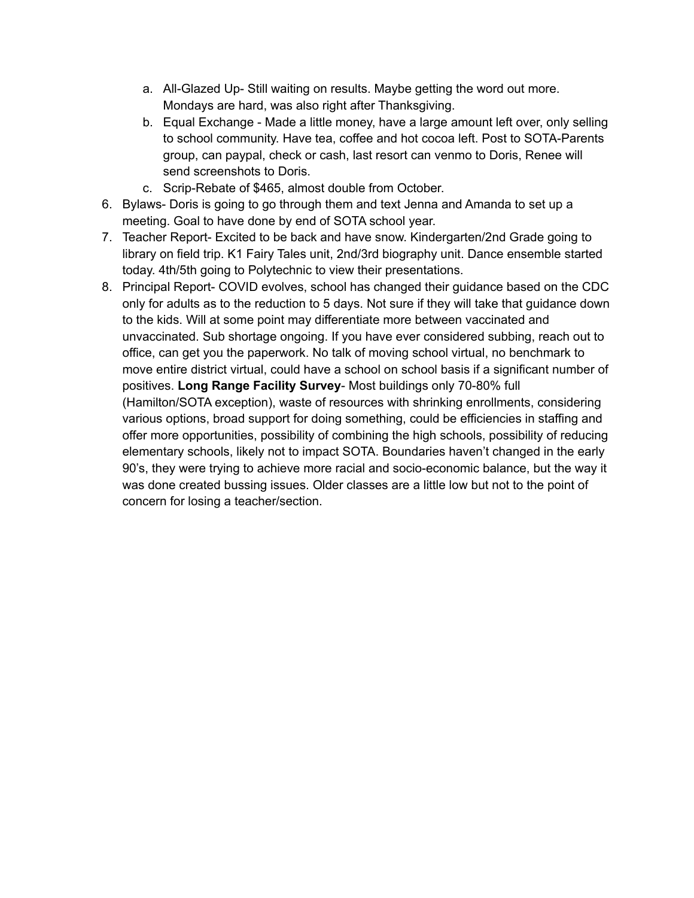a. All-Glazed Up- Still waiting on results. Maybe getting the word out more. Mondays are hard, was also right after Thanksgiving.
   b. Equal Exchange - Made a little money, have a large amount left over, only selling to school community. Have tea, coffee and hot cocoa left. Post to SOTA-Parents group, can paypal, check or cash, last resort can venmo to Doris, Renee will send screenshots to Doris.
   c. Scrip-Rebate of $465, almost double from October.

6. Bylaws- Doris is going to go through them and text Jenna and Amanda to set up a meeting. Goal to have done by end of SOTA school year.
7. Teacher Report- Excited to be back and have snow. Kindergarten/2nd Grade going to library on field trip. K1 Fairy Tales unit, 2nd/3rd biography unit. Dance ensemble started today. 4th/5th going to Polytechnic to view their presentations.
8. Principal Report- COVID evolves, school has changed their guidance based on the CDC only for adults as to the reduction to 5 days. Not sure if they will take that guidance down to the kids. Will at some point may differentiate more between vaccinated and unvaccinated. Sub shortage ongoing. If you have ever considered subbing, reach out to office, can get you the paperwork. No talk of moving school virtual, no benchmark to move entire district virtual, could have a school on school basis if a significant number of positives. **Long Range Facility Survey**- Most buildings only 70-80% full (Hamilton/SOTA exception), waste of resources with shrinking enrollments, considering various options, broad support for doing something, could be efficiencies in staffing and offer more opportunities, possibility of combining the high schools, possibility of reducing elementary schools, likely not to impact SOTA. Boundaries haven't changed in the early 90's, they were trying to achieve more racial and socio-economic balance, but the way it was done created bussing issues. Older classes are a little low but not to the point of concern for losing a teacher/section.